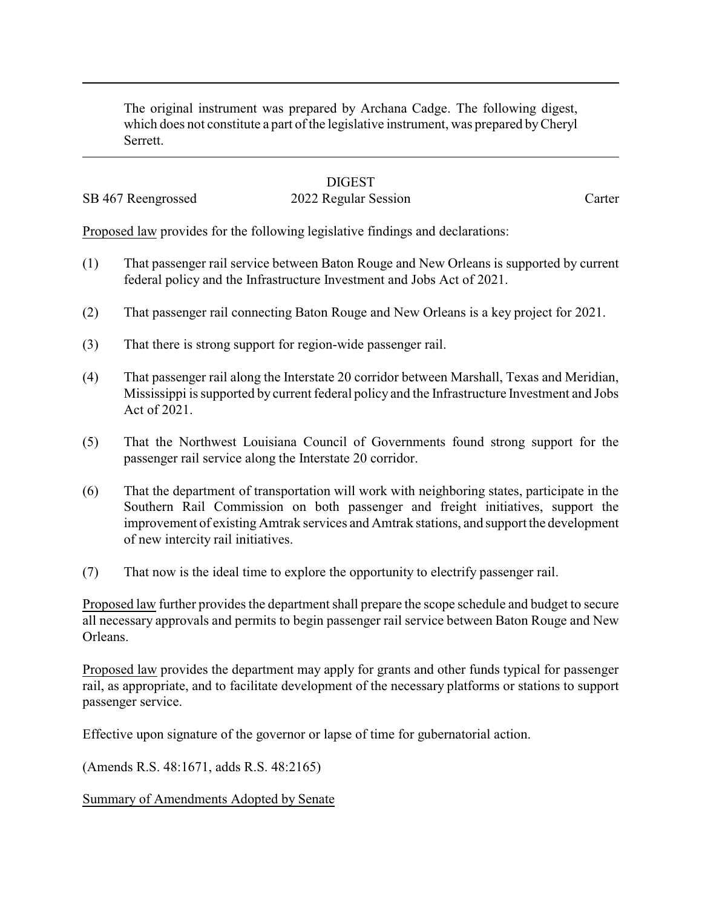The original instrument was prepared by Archana Cadge. The following digest, which does not constitute a part of the legislative instrument, was prepared by Cheryl Serrett.

DIGEST

SB 467 Reengrossed 2022 Regular Session Carter

Proposed law provides for the following legislative findings and declarations:

(1) That passenger rail service between Baton Rouge and New Orleans is supported by current federal policy and the Infrastructure Investment and Jobs Act of 2021.

(2) That passenger rail connecting Baton Rouge and New Orleans is a key project for 2021.

(3) That there is strong support for region-wide passenger rail.

(4) That passenger rail along the Interstate 20 corridor between Marshall, Texas and Meridian, Mississippi is supported by current federal policy and the Infrastructure Investment and Jobs Act of 2021.

(5) That the Northwest Louisiana Council of Governments found strong support for the passenger rail service along the Interstate 20 corridor.

(6) That the department of transportation will work with neighboring states, participate in the Southern Rail Commission on both passenger and freight initiatives, support the improvement of existing Amtrak services and Amtrak stations, and support the development of new intercity rail initiatives.

(7) That now is the ideal time to explore the opportunity to electrify passenger rail.

Proposed law further provides the department shall prepare the scope schedule and budget to secure all necessary approvals and permits to begin passenger rail service between Baton Rouge and New Orleans.

Proposed law provides the department may apply for grants and other funds typical for passenger rail, as appropriate, and to facilitate development of the necessary platforms or stations to support passenger service.

Effective upon signature of the governor or lapse of time for gubernatorial action.

(Amends R.S. 48:1671, adds R.S. 48:2165)

Summary of Amendments Adopted by Senate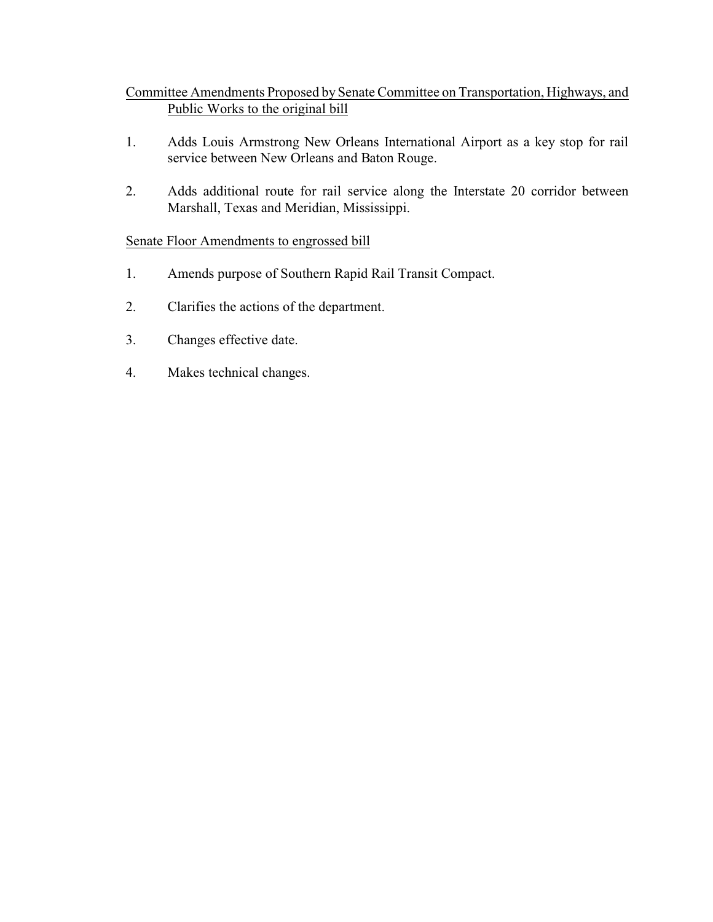Committee Amendments Proposed by Senate Committee on Transportation, Highways, and Public Works to the original bill

1. Adds Louis Armstrong New Orleans International Airport as a key stop for rail service between New Orleans and Baton Rouge.

2. Adds additional route for rail service along the Interstate 20 corridor between Marshall, Texas and Meridian, Mississippi.

Senate Floor Amendments to engrossed bill

1. Amends purpose of Southern Rapid Rail Transit Compact.

2. Clarifies the actions of the department.

3. Changes effective date.

4. Makes technical changes.